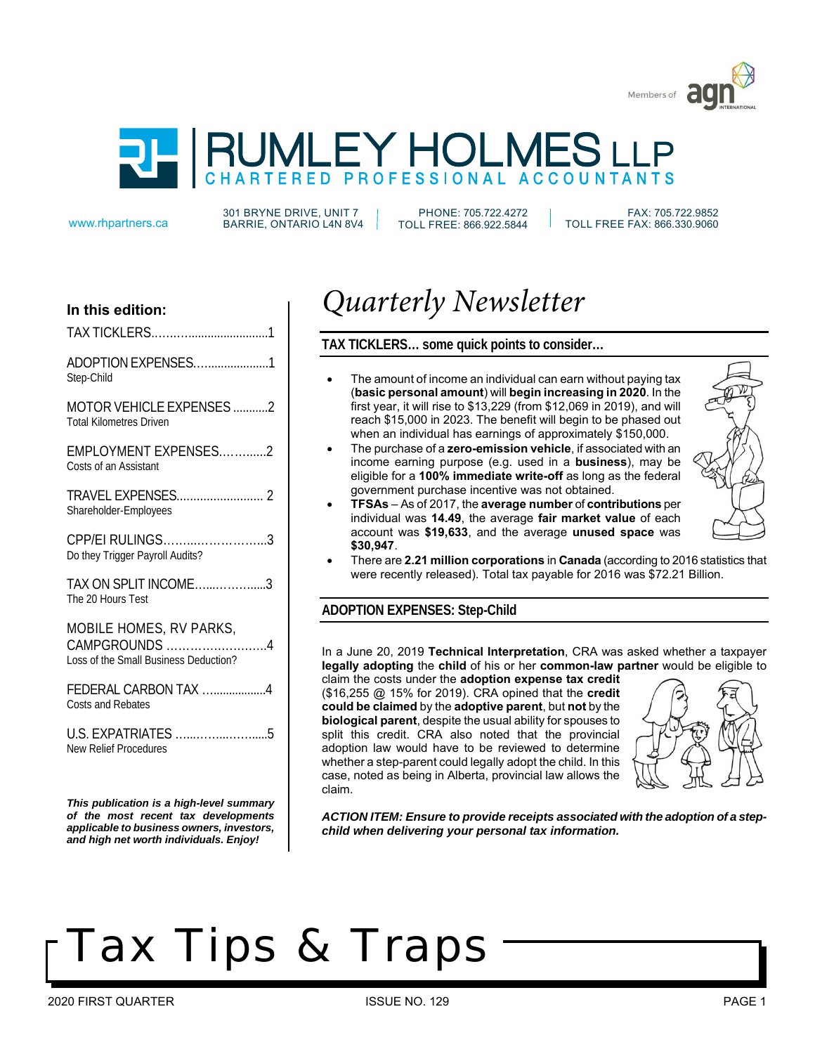Members of agn INTERNATIONAL

# RUMLEY HOLMES LLP

CHARTERED PROFESSIONAL ACCOUNTANTS

www.rhpartners.ca | 301 BRYNE DRIVE, UNIT 7 BARRIE, ONTARIO L4N 8V4 | PHONE: 705.722.4272 TOLL FREE: 866.922.5844 | FAX: 705.722.9852 TOLL FREE FAX: 866.330.9060

**In this edition:**

TAX TICKLERS........................................1

ADOPTION EXPENSES.........................1
Step-Child

MOTOR VEHICLE EXPENSES ...........2
Total Kilometres Driven

EMPLOYMENT EXPENSES...............2
Costs of an Assistant

TRAVEL EXPENSES.......................... 2
Shareholder-Employees

CPP/EI RULINGS.................................3
Do they Trigger Payroll Audits?

TAX ON SPLIT INCOME.......................3
The 20 Hours Test

MOBILE HOMES, RV PARKS, CAMPGROUNDS ..........................4
Loss of the Small Business Deduction?

FEDERAL CARBON TAX ...................4
Costs and Rebates

U.S. EXPATRIATES ..............................5
New Relief Procedures

***This publication is a high-level summary of the most recent tax developments applicable to business owners, investors, and high net worth individuals. Enjoy!***

# *Quarterly Newsletter*

## TAX TICKLERS… some quick points to consider…

- The amount of income an individual can earn without paying tax (**basic personal amount**) will **begin increasing in 2020**. In the first year, it will rise to $13,229 (from $12,069 in 2019), and will reach $15,000 in 2023. The benefit will begin to be phased out when an individual has earnings of approximately $150,000.
- The purchase of a **zero-emission vehicle**, if associated with an income earning purpose (e.g. used in a **business**), may be eligible for a **100% immediate write-off** as long as the federal government purchase incentive was not obtained.
- **TFSAs** – As of 2017, the **average number** of **contributions** per individual was **14.49**, the average **fair market value** of each account was **$19,633**, and the average **unused space** was **$30,947**.
- There are **2.21 million corporations** in **Canada** (according to 2016 statistics that were recently released). Total tax payable for 2016 was $72.21 Billion.

## ADOPTION EXPENSES: Step-Child

In a June 20, 2019 **Technical Interpretation**, CRA was asked whether a taxpayer **legally adopting** the **child** of his or her **common-law partner** would be eligible to claim the costs under the **adoption expense tax credit** ($16,255 @ 15% for 2019). CRA opined that the **credit could be claimed** by the **adoptive parent**, but **not** by the **biological parent**, despite the usual ability for spouses to split this credit. CRA also noted that the provincial adoption law would have to be reviewed to determine whether a step-parent could legally adopt the child. In this case, noted as being in Alberta, provincial law allows the claim.

***ACTION ITEM: Ensure to provide receipts associated with the adoption of a step-child when delivering your personal tax information.***

# Tax Tips & Traps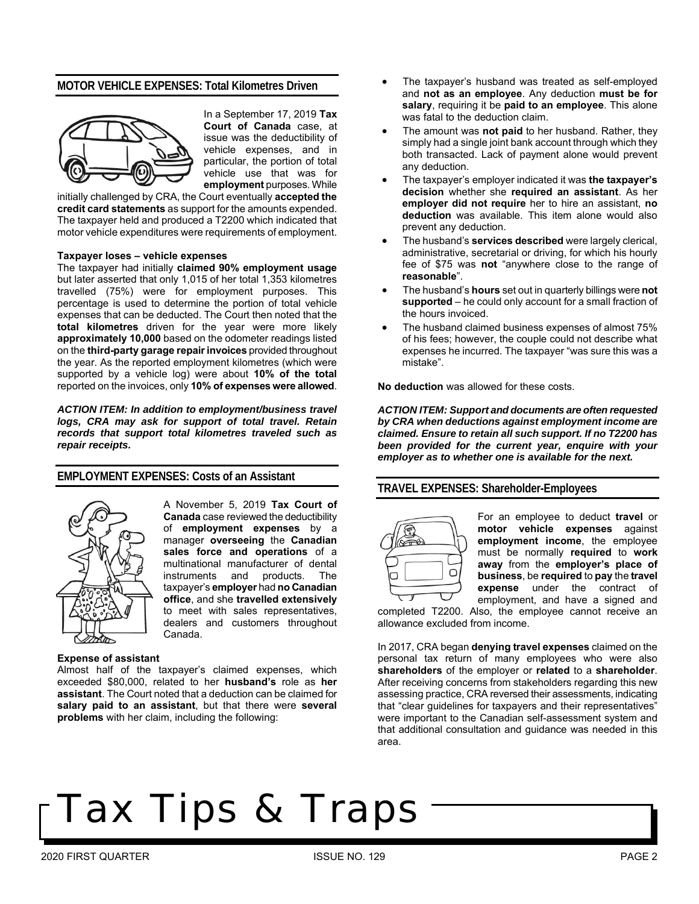## MOTOR VEHICLE EXPENSES: Total Kilometres Driven

In a September 17, 2019 **Tax Court of Canada** case, at issue was the deductibility of vehicle expenses, and in particular, the portion of total vehicle use that was for **employment** purposes. While initially challenged by CRA, the Court eventually **accepted the credit card statements** as support for the amounts expended. The taxpayer held and produced a T2200 which indicated that motor vehicle expenditures were requirements of employment.

**Taxpayer loses – vehicle expenses**

The taxpayer had initially **claimed 90% employment usage** but later asserted that only 1,015 of her total 1,353 kilometres travelled (75%) were for employment purposes. This percentage is used to determine the portion of total vehicle expenses that can be deducted. The Court then noted that the **total kilometres** driven for the year were more likely **approximately 10,000** based on the odometer readings listed on the **third-party garage repair invoices** provided throughout the year. As the reported employment kilometres (which were supported by a vehicle log) were about **10% of the total** reported on the invoices, only **10% of expenses were allowed**.

***ACTION ITEM: In addition to employment/business travel logs, CRA may ask for support of total travel. Retain records that support total kilometres traveled such as repair receipts.***

## EMPLOYMENT EXPENSES: Costs of an Assistant

A November 5, 2019 **Tax Court of Canada** case reviewed the deductibility of **employment expenses** by a manager **overseeing** the **Canadian sales force and operations** of a multinational manufacturer of dental instruments and products. The taxpayer's **employer** had **no Canadian office**, and she **travelled extensively** to meet with sales representatives, dealers and customers throughout Canada.

**Expense of assistant**

Almost half of the taxpayer's claimed expenses, which exceeded $80,000, related to her **husband's** role as **her assistant**. The Court noted that a deduction can be claimed for **salary paid to an assistant**, but that there were **several problems** with her claim, including the following:

- The taxpayer's husband was treated as self-employed and **not as an employee**. Any deduction **must be for salary**, requiring it be **paid to an employee**. This alone was fatal to the deduction claim.
- The amount was **not paid** to her husband. Rather, they simply had a single joint bank account through which they both transacted. Lack of payment alone would prevent any deduction.
- The taxpayer's employer indicated it was **the taxpayer's decision** whether she **required an assistant**. As her **employer did not require** her to hire an assistant, **no deduction** was available. This item alone would also prevent any deduction.
- The husband's **services described** were largely clerical, administrative, secretarial or driving, for which his hourly fee of $75 was **not** "anywhere close to the range of **reasonable**".
- The husband's **hours** set out in quarterly billings were **not supported** – he could only account for a small fraction of the hours invoiced.
- The husband claimed business expenses of almost 75% of his fees; however, the couple could not describe what expenses he incurred. The taxpayer "was sure this was a mistake".

**No deduction** was allowed for these costs.

***ACTION ITEM: Support and documents are often requested by CRA when deductions against employment income are claimed. Ensure to retain all such support. If no T2200 has been provided for the current year, enquire with your employer as to whether one is available for the next.***

## TRAVEL EXPENSES: Shareholder-Employees

For an employee to deduct **travel** or **motor vehicle expenses** against **employment income**, the employee must be normally **required** to **work away** from the **employer's place of business**, be **required** to **pay** the **travel expense** under the contract of employment, and have a signed and completed T2200. Also, the employee cannot receive an allowance excluded from income.

In 2017, CRA began **denying travel expenses** claimed on the personal tax return of many employees who were also **shareholders** of the employer or **related** to a **shareholder**. After receiving concerns from stakeholders regarding this new assessing practice, CRA reversed their assessments, indicating that "clear guidelines for taxpayers and their representatives" were important to the Canadian self-assessment system and that additional consultation and guidance was needed in this area.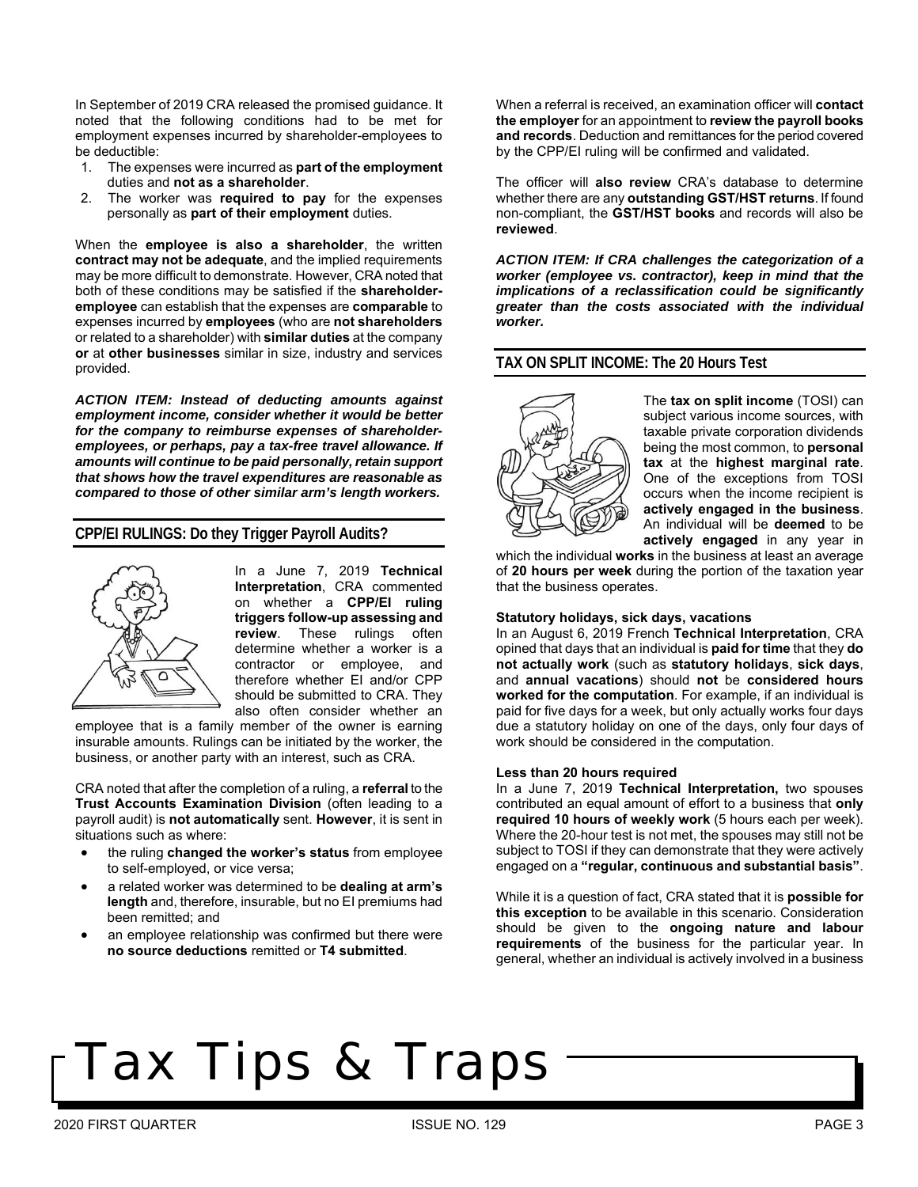In September of 2019 CRA released the promised guidance. It noted that the following conditions had to be met for employment expenses incurred by shareholder-employees to be deductible:

1. The expenses were incurred as **part of the employment** duties and **not as a shareholder**.
2. The worker was **required to pay** for the expenses personally as **part of their employment** duties.

When the **employee is also a shareholder**, the written **contract may not be adequate**, and the implied requirements may be more difficult to demonstrate. However, CRA noted that both of these conditions may be satisfied if the **shareholder-employee** can establish that the expenses are **comparable** to expenses incurred by **employees** (who are **not shareholders** or related to a shareholder) with **similar duties** at the company **or** at **other businesses** similar in size, industry and services provided.

***ACTION ITEM: Instead of deducting amounts against employment income, consider whether it would be better for the company to reimburse expenses of shareholder-employees, or perhaps, pay a tax-free travel allowance. If amounts will continue to be paid personally, retain support that shows how the travel expenditures are reasonable as compared to those of other similar arm's length workers.***

## CPP/EI RULINGS: Do they Trigger Payroll Audits?

In a June 7, 2019 **Technical Interpretation**, CRA commented on whether a **CPP/EI ruling triggers follow-up assessing and review**. These rulings often determine whether a worker is a contractor or employee, and therefore whether EI and/or CPP should be submitted to CRA. They also often consider whether an employee that is a family member of the owner is earning insurable amounts. Rulings can be initiated by the worker, the business, or another party with an interest, such as CRA.

CRA noted that after the completion of a ruling, a **referral** to the **Trust Accounts Examination Division** (often leading to a payroll audit) is **not automatically** sent. **However**, it is sent in situations such as where:

- the ruling **changed the worker's status** from employee to self-employed, or vice versa;
- a related worker was determined to be **dealing at arm's length** and, therefore, insurable, but no EI premiums had been remitted; and
- an employee relationship was confirmed but there were **no source deductions** remitted or **T4 submitted**.

When a referral is received, an examination officer will **contact the employer** for an appointment to **review the payroll books and records**. Deduction and remittances for the period covered by the CPP/EI ruling will be confirmed and validated.

The officer will **also review** CRA's database to determine whether there are any **outstanding GST/HST returns**. If found non-compliant, the **GST/HST books** and records will also be **reviewed**.

***ACTION ITEM: If CRA challenges the categorization of a worker (employee vs. contractor), keep in mind that the implications of a reclassification could be significantly greater than the costs associated with the individual worker.***

## TAX ON SPLIT INCOME: The 20 Hours Test

The **tax on split income** (TOSI) can subject various income sources, with taxable private corporation dividends being the most common, to **personal tax** at the **highest marginal rate**. One of the exceptions from TOSI occurs when the income recipient is **actively engaged in the business**. An individual will be **deemed** to be **actively engaged** in any year in which the individual **works** in the business at least an average of **20 hours per week** during the portion of the taxation year that the business operates.

### Statutory holidays, sick days, vacations

In an August 6, 2019 French **Technical Interpretation**, CRA opined that days that an individual is **paid for time** that they **do not actually work** (such as **statutory holidays**, **sick days**, and **annual vacations**) should **not** be **considered hours worked for the computation**. For example, if an individual is paid for five days for a week, but only actually works four days due a statutory holiday on one of the days, only four days of work should be considered in the computation.

### Less than 20 hours required

In a June 7, 2019 **Technical Interpretation,** two spouses contributed an equal amount of effort to a business that **only required 10 hours of weekly work** (5 hours each per week). Where the 20-hour test is not met, the spouses may still not be subject to TOSI if they can demonstrate that they were actively engaged on a **"regular, continuous and substantial basis"**.

While it is a question of fact, CRA stated that it is **possible for this exception** to be available in this scenario. Consideration should be given to the **ongoing nature and labour requirements** of the business for the particular year. In general, whether an individual is actively involved in a business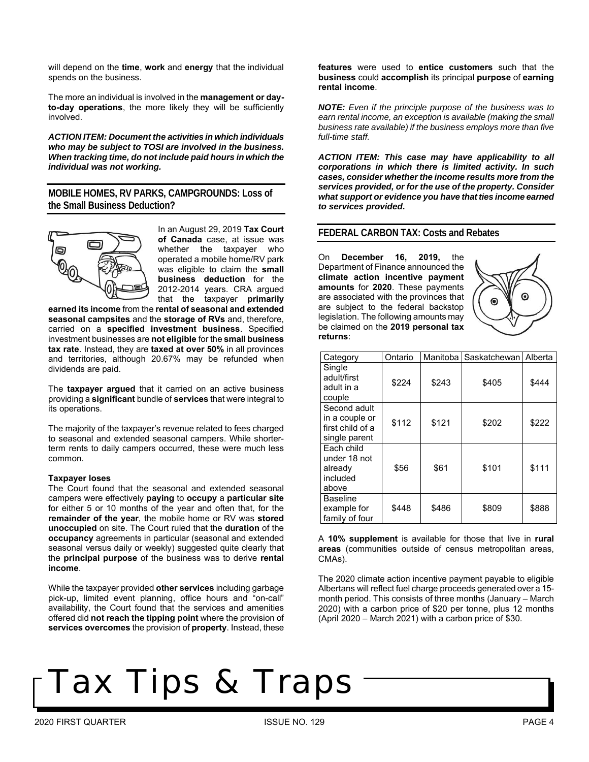will depend on the **time**, **work** and **energy** that the individual spends on the business.

The more an individual is involved in the **management or day-to-day operations**, the more likely they will be sufficiently involved.

***ACTION ITEM: Document the activities in which individuals who may be subject to TOSI are involved in the business. When tracking time, do not include paid hours in which the individual was not working.***

## MOBILE HOMES, RV PARKS, CAMPGROUNDS: Loss of the Small Business Deduction?

In an August 29, 2019 **Tax Court of Canada** case, at issue was whether the taxpayer who operated a mobile home/RV park was eligible to claim the **small business deduction** for the 2012-2014 years. CRA argued that the taxpayer **primarily earned its income** from the **rental of seasonal and extended seasonal campsites** and the **storage of RVs** and, therefore, carried on a **specified investment business**. Specified investment businesses are **not eligible** for the **small business tax rate**. Instead, they are **taxed at over 50%** in all provinces and territories, although 20.67% may be refunded when dividends are paid.

The **taxpayer argued** that it carried on an active business providing a **significant** bundle of **services** that were integral to its operations.

The majority of the taxpayer's revenue related to fees charged to seasonal and extended seasonal campers. While shorter-term rents to daily campers occurred, these were much less common.

**Taxpayer loses**

The Court found that the seasonal and extended seasonal campers were effectively **paying** to **occupy** a **particular site** for either 5 or 10 months of the year and often that, for the **remainder of the year**, the mobile home or RV was **stored unoccupied** on site. The Court ruled that the **duration** of the **occupancy** agreements in particular (seasonal and extended seasonal versus daily or weekly) suggested quite clearly that the **principal purpose** of the business was to derive **rental income**.

While the taxpayer provided **other services** including garbage pick-up, limited event planning, office hours and "on-call" availability, the Court found that the services and amenities offered did **not reach the tipping point** where the provision of **services overcomes** the provision of **property**. Instead, these **features** were used to **entice customers** such that the **business** could **accomplish** its principal **purpose** of **earning rental income**.

***NOTE:*** *Even if the principle purpose of the business was to earn rental income, an exception is available (making the small business rate available) if the business employs more than five full-time staff.*

***ACTION ITEM: This case may have applicability to all corporations in which there is limited activity. In such cases, consider whether the income results more from the services provided, or for the use of the property. Consider what support or evidence you have that ties income earned to services provided.***

## FEDERAL CARBON TAX: Costs and Rebates

On **December 16, 2019,** the Department of Finance announced the **climate action incentive payment amounts** for **2020**. These payments are associated with the provinces that are subject to the federal backstop legislation. The following amounts may be claimed on the **2019 personal tax returns**:

| Category | Ontario | Manitoba | Saskatchewan | Alberta |
|---|---|---|---|---|
| Single adult/first adult in a couple | \$224 | \$243 | \$405 | \$444 |
| Second adult in a couple or first child of a single parent | \$112 | \$121 | \$202 | \$222 |
| Each child under 18 not already included above | \$56 | \$61 | \$101 | \$111 |
| Baseline example for family of four | \$448 | \$486 | \$809 | \$888 |

A **10% supplement** is available for those that live in **rural areas** (communities outside of census metropolitan areas, CMAs).

The 2020 climate action incentive payment payable to eligible Albertans will reflect fuel charge proceeds generated over a 15-month period. This consists of three months (January – March 2020) with a carbon price of \$20 per tonne, plus 12 months (April 2020 – March 2021) with a carbon price of \$30.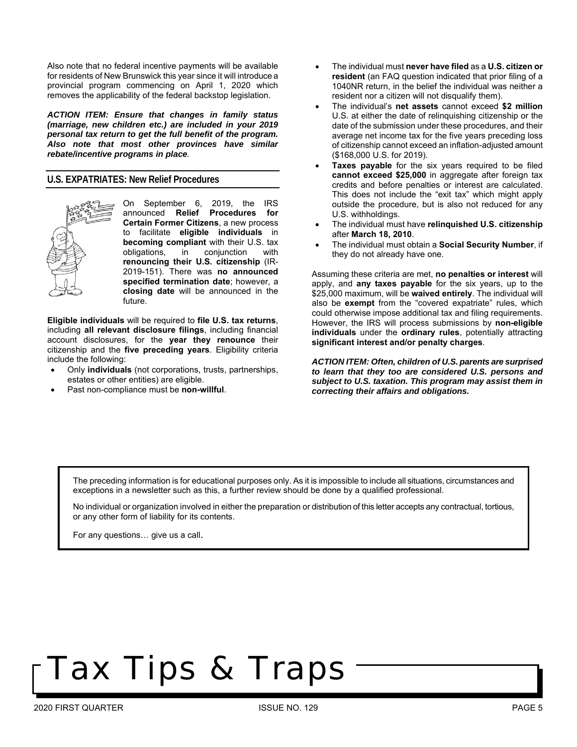Also note that no federal incentive payments will be available for residents of New Brunswick this year since it will introduce a provincial program commencing on April 1, 2020 which removes the applicability of the federal backstop legislation.

***ACTION ITEM: Ensure that changes in family status (marriage, new children etc.) are included in your 2019 personal tax return to get the full benefit of the program. Also note that most other provinces have similar rebate/incentive programs in place*.**

## U.S. EXPATRIATES: New Relief Procedures

On September 6, 2019, the IRS announced **Relief Procedures for Certain Former Citizens**, a new process to facilitate **eligible individuals** in **becoming compliant** with their U.S. tax obligations, in conjunction with **renouncing their U.S. citizenship** (IR-2019-151). There was **no announced specified termination date**; however, a **closing date** will be announced in the future.

**Eligible individuals** will be required to **file U.S. tax returns**, including **all relevant disclosure filings**, including financial account disclosures, for the **year they renounce** their citizenship and the **five preceding years**. Eligibility criteria include the following:

- Only **individuals** (not corporations, trusts, partnerships, estates or other entities) are eligible.
- Past non-compliance must be **non-willful**.
- The individual must **never have filed** as a **U.S. citizen or resident** (an FAQ question indicated that prior filing of a 1040NR return, in the belief the individual was neither a resident nor a citizen will not disqualify them).
- The individual's **net assets** cannot exceed **$2 million** U.S. at either the date of relinquishing citizenship or the date of the submission under these procedures, and their average net income tax for the five years preceding loss of citizenship cannot exceed an inflation-adjusted amount ($168,000 U.S. for 2019).
- **Taxes payable** for the six years required to be filed **cannot exceed $25,000** in aggregate after foreign tax credits and before penalties or interest are calculated. This does not include the "exit tax" which might apply outside the procedure, but is also not reduced for any U.S. withholdings.
- The individual must have **relinquished U.S. citizenship** after **March 18, 2010**.
- The individual must obtain a **Social Security Number**, if they do not already have one.

Assuming these criteria are met, **no penalties or interest** will apply, and **any taxes payable** for the six years, up to the $25,000 maximum, will be **waived entirely**. The individual will also be **exempt** from the "covered expatriate" rules, which could otherwise impose additional tax and filing requirements. However, the IRS will process submissions by **non-eligible individuals** under the **ordinary rules**, potentially attracting **significant interest and/or penalty charges**.

***ACTION ITEM: Often, children of U.S. parents are surprised to learn that they too are considered U.S. persons and subject to U.S. taxation. This program may assist them in correcting their affairs and obligations.***

---

The preceding information is for educational purposes only. As it is impossible to include all situations, circumstances and exceptions in a newsletter such as this, a further review should be done by a qualified professional.

No individual or organization involved in either the preparation or distribution of this letter accepts any contractual, tortious, or any other form of liability for its contents.

For any questions… give us a call.